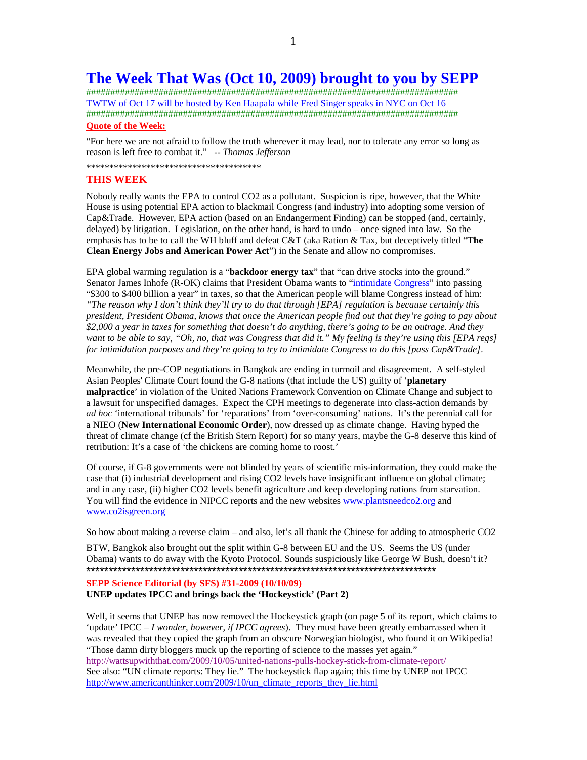# The Week That Was (Oct 10, 2009) brought to you by SEPP

################################################################################

TWTW of Oct 17 will be hosted by Ken Haapala while Fred Singer speaks in NYC on Oct 16

################################################################################

**Quote of the Week:**

"For here we are not afraid to follow the truth wherever it may lead, nor to tolerate any error so long as reason is left free to combat it."  -- *Thomas Jefferson*

**************************************

## THIS WEEK

Nobody really wants the EPA to control $CO_2$ as a pollutant. Suspicion is ripe, however, that the White House is using potential EPA action to blackmail Congress (and industry) into adopting some version of Cap&Trade. However, EPA action (based on an Endangerment Finding) can be stopped (and, certainly, delayed) by litigation. Legislation, on the other hand, is hard to undo – once signed into law. So the emphasis has to be to call the WH bluff and defeat C&T (aka Ration & Tax, but deceptively titled "**The Clean Energy Jobs and American Power Act**") in the Senate and allow no compromises.

EPA global warming regulation is a "**backdoor energy tax**" that "can drive stocks into the ground." Senator James Inhofe (R-OK) claims that President Obama wants to "intimidate Congress" into passing "$300 to $400 billion a year" in taxes, so that the American people will blame Congress instead of him: *"The reason why I don't think they'll try to do that through [EPA] regulation is because certainly this president, President Obama, knows that once the American people find out that they're going to pay about $2,000 a year in taxes for something that doesn't do anything, there's going to be an outrage. And they want to be able to say, "Oh, no, that was Congress that did it." My feeling is they're using this [EPA regs] for intimidation purposes and they're going to try to intimidate Congress to do this [pass Cap&Trade].*

Meanwhile, the pre-COP negotiations in Bangkok are ending in turmoil and disagreement. A self-styled Asian Peoples' Climate Court found the G-8 nations (that include the US) guilty of '**planetary malpractice**' in violation of the United Nations Framework Convention on Climate Change and subject to a lawsuit for unspecified damages. Expect the CPH meetings to degenerate into class-action demands by *ad hoc* 'international tribunals' for 'reparations' from 'over-consuming' nations. It's the perennial call for a NIEO (**New International Economic Order**), now dressed up as climate change. Having hyped the threat of climate change (cf the British Stern Report) for so many years, maybe the G-8 deserve this kind of retribution: It's a case of 'the chickens are coming home to roost.'

Of course, if G-8 governments were not blinded by years of scientific mis-information, they could make the case that (i) industrial development and rising $CO_2$ levels have insignificant influence on global climate; and in any case, (ii) higher $CO_2$ levels benefit agriculture and keep developing nations from starvation. You will find the evidence in NIPCC reports and the new websites www.plantsneedco2.org and www.co2isgreen.org

So how about making a reverse claim – and also, let's all thank the Chinese for adding to atmospheric $CO_2$

BTW, Bangkok also brought out the split within G-8 between EU and the US. Seems the US (under Obama) wants to do away with the Kyoto Protocol. Sounds suspiciously like George W Bush, doesn't it?

******************************************************************************

**SEPP Science Editorial (by SFS) #31-2009 (10/10/09)**

**UNEP updates IPCC and brings back the 'Hockeystick' (Part 2)**

Well, it seems that UNEP has now removed the Hockeystick graph (on page 5 of its report, which claims to 'update' IPCC – *I wonder, however, if IPCC agrees*). They must have been greatly embarrassed when it was revealed that they copied the graph from an obscure Norwegian biologist, who found it on Wikipedia! "Those damn dirty bloggers muck up the reporting of science to the masses yet again."

http://wattsupwiththat.com/2009/10/05/united-nations-pulls-hockey-stick-from-climate-report/

See also: "UN climate reports: They lie." The hockeystick flap again; this time by UNEP not IPCC

http://www.americanthinker.com/2009/10/un_climate_reports_they_lie.html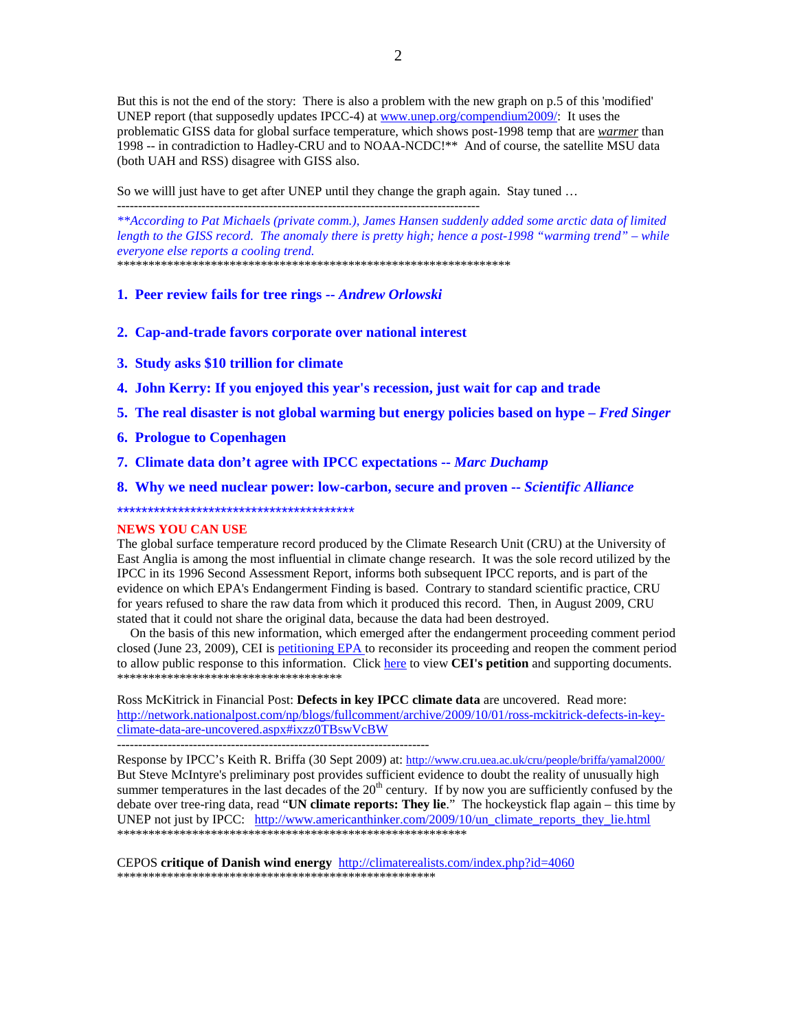But this is not the end of the story: There is also a problem with the new graph on p.5 of this 'modified' UNEP report (that supposedly updates IPCC-4) at www.unep.org/compendium2009/: It uses the problematic GISS data for global surface temperature, which shows post-1998 temp that are ***warmer*** than 1998 -- in contradiction to Hadley-CRU and to NOAA-NCDC!** And of course, the satellite MSU data (both UAH and RSS) disagree with GISS also.

So we willl just have to get after UNEP until they change the graph again. Stay tuned …

--------------------------------------------------------------------------------------

*\*\*According to Pat Michaels (private comm.), James Hansen suddenly added some arctic data of limited length to the GISS record. The anomaly there is pretty high; hence a post-1998 "warming trend" – while everyone else reports a cooling trend.*

*****************************************************************

1. **Peer review fails for tree rings -- *Andrew Orlowski***
2. **Cap-and-trade favors corporate over national interest**
3. **Study asks $10 trillion for climate**
4. **John Kerry: If you enjoyed this year's recession, just wait for cap and trade**
5. **The real disaster is not global warming but energy policies based on hype – *Fred Singer***
6. **Prologue to Copenhagen**
7. **Climate data don't agree with IPCC expectations -- *Marc Duchamp***
8. **Why we need nuclear power: low-carbon, secure and proven -- *Scientific Alliance***

****************************************

**NEWS YOU CAN USE**

The global surface temperature record produced by the Climate Research Unit (CRU) at the University of East Anglia is among the most influential in climate change research. It was the sole record utilized by the IPCC in its 1996 Second Assessment Report, informs both subsequent IPCC reports, and is part of the evidence on which EPA's Endangerment Finding is based. Contrary to standard scientific practice, CRU for years refused to share the raw data from which it produced this record. Then, in August 2009, CRU stated that it could not share the original data, because the data had been destroyed.

On the basis of this new information, which emerged after the endangerment proceeding comment period closed (June 23, 2009), CEI is petitioning EPA to reconsider its proceeding and reopen the comment period to allow public response to this information. Click here to view **CEI's petition** and supporting documents.

**************************************

Ross McKitrick in Financial Post: **Defects in key IPCC climate data** are uncovered. Read more: http://network.nationalpost.com/np/blogs/fullcomment/archive/2009/10/01/ross-mckitrick-defects-in-key-climate-data-are-uncovered.aspx#ixzz0TBswVcBW

-------------------------------------------------------------------------

Response by IPCC's Keith R. Briffa (30 Sept 2009) at: http://www.cru.uea.ac.uk/cru/people/briffa/yamal2000/

But Steve McIntyre's preliminary post provides sufficient evidence to doubt the reality of unusually high summer temperatures in the last decades of the 20th century. If by now you are sufficiently confused by the debate over tree-ring data, read "**UN climate reports: They lie**." The hockeystick flap again – this time by UNEP not just by IPCC: http://www.americanthinker.com/2009/10/un_climate_reports_they_lie.html

***********************************************************

CEPOS **critique of Danish wind energy** http://climaterealists.com/index.php?id=4060

*****************************************************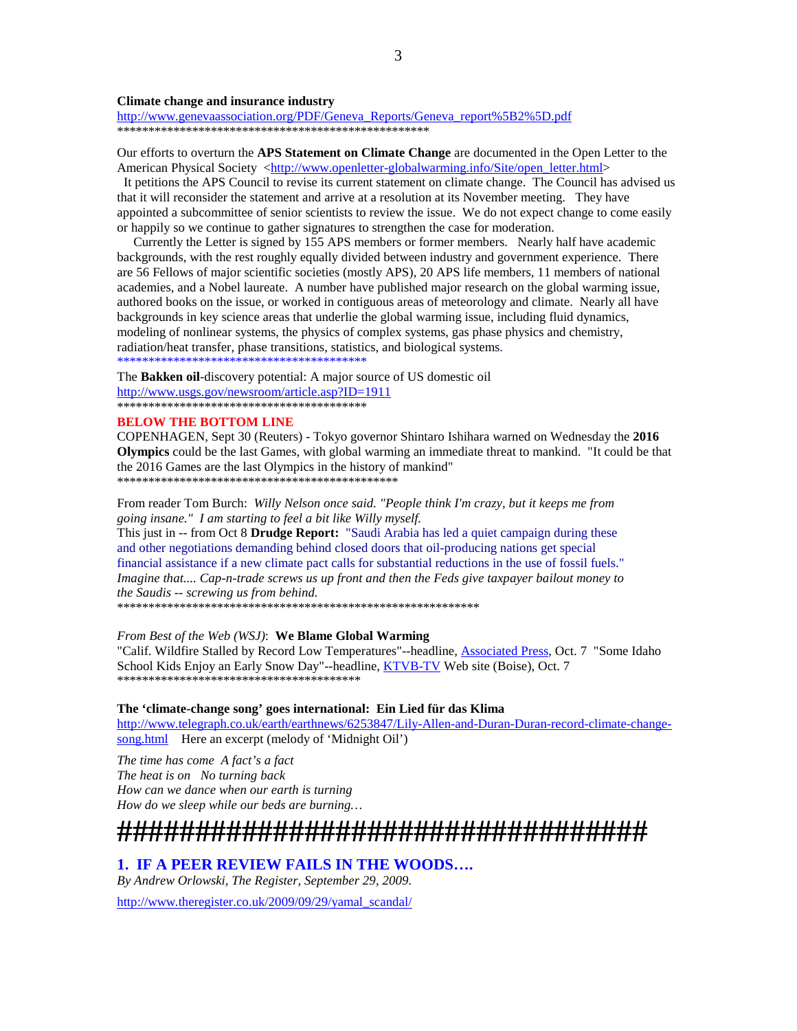**Climate change and insurance industry**

http://www.genevaassociation.org/PDF/Geneva_Reports/Geneva_report%5B2%5D.pdf

***************************************************

Our efforts to overturn the **APS Statement on Climate Change** are documented in the Open Letter to the American Physical Society <http://www.openletter-globalwarming.info/Site/open_letter.html>

It petitions the APS Council to revise its current statement on climate change. The Council has advised us that it will reconsider the statement and arrive at a resolution at its November meeting. They have appointed a subcommittee of senior scientists to review the issue. We do not expect change to come easily or happily so we continue to gather signatures to strengthen the case for moderation.

Currently the Letter is signed by 155 APS members or former members. Nearly half have academic backgrounds, with the rest roughly equally divided between industry and government experience. There are 56 Fellows of major scientific societies (mostly APS), 20 APS life members, 11 members of national academies, and a Nobel laureate. A number have published major research on the global warming issue, authored books on the issue, or worked in contiguous areas of meteorology and climate. Nearly all have backgrounds in key science areas that underlie the global warming issue, including fluid dynamics, modeling of nonlinear systems, the physics of complex systems, gas phase physics and chemistry, radiation/heat transfer, phase transitions, statistics, and biological systems.

*****************************************

The **Bakken oil**-discovery potential: A major source of US domestic oil

http://www.usgs.gov/newsroom/article.asp?ID=1911

*****************************************

**BELOW THE BOTTOM LINE**

COPENHAGEN, Sept 30 (Reuters) - Tokyo governor Shintaro Ishihara warned on Wednesday the **2016 Olympics** could be the last Games, with global warming an immediate threat to mankind. "It could be that the 2016 Games are the last Olympics in the history of mankind"

***********************************************

From reader Tom Burch: *Willy Nelson once said. "People think I'm crazy, but it keeps me from going insane." I am starting to feel a bit like Willy myself.*

This just in -- from Oct 8 **Drudge Report:** "Saudi Arabia has led a quiet campaign during these and other negotiations demanding behind closed doors that oil-producing nations get special financial assistance if a new climate pact calls for substantial reductions in the use of fossil fuels." *Imagine that.... Cap-n-trade screws us up front and then the Feds give taxpayer bailout money to the Saudis -- screwing us from behind.*

************************************************************

*From Best of the Web (WSJ)*: **We Blame Global Warming**

"Calif. Wildfire Stalled by Record Low Temperatures"--headline, Associated Press, Oct. 7 "Some Idaho School Kids Enjoy an Early Snow Day"--headline, KTVB-TV Web site (Boise), Oct. 7

****************************************

**The 'climate-change song' goes international: Ein Lied für das Klima**

http://www.telegraph.co.uk/earth/earthnews/6253847/Lily-Allen-and-Duran-Duran-record-climate-change-song.html Here an excerpt (melody of 'Midnight Oil')

*The time has come A fact's a fact*
*The heat is on No turning back*
*How can we dance when our earth is turning*
*How do we sleep while our beds are burning…*

**####################################**

## 1. IF A PEER REVIEW FAILS IN THE WOODS….

*By Andrew Orlowski, The Register, September 29, 2009.*

http://www.theregister.co.uk/2009/09/29/yamal_scandal/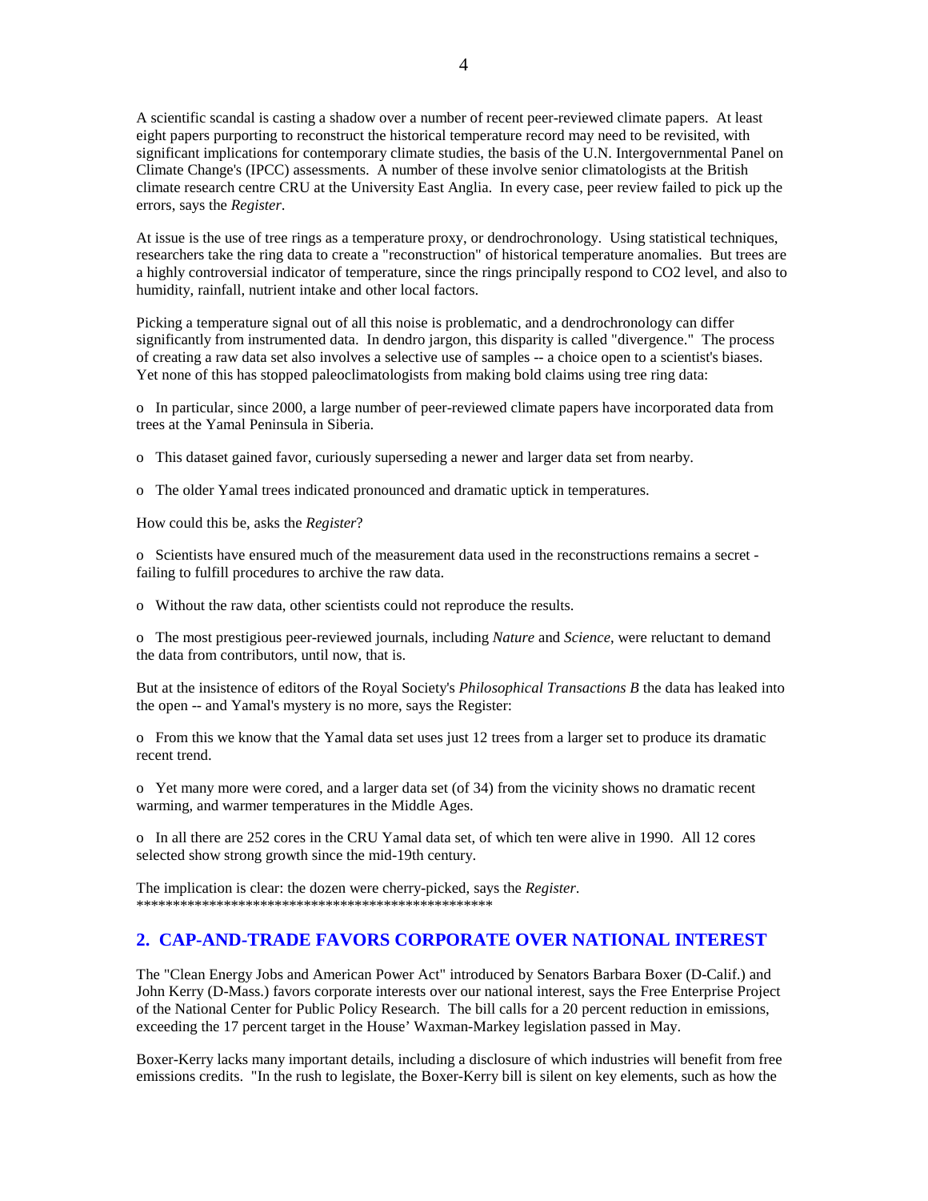A scientific scandal is casting a shadow over a number of recent peer-reviewed climate papers. At least eight papers purporting to reconstruct the historical temperature record may need to be revisited, with significant implications for contemporary climate studies, the basis of the U.N. Intergovernmental Panel on Climate Change's (IPCC) assessments. A number of these involve senior climatologists at the British climate research centre CRU at the University East Anglia. In every case, peer review failed to pick up the errors, says the *Register*.

At issue is the use of tree rings as a temperature proxy, or dendrochronology. Using statistical techniques, researchers take the ring data to create a "reconstruction" of historical temperature anomalies. But trees are a highly controversial indicator of temperature, since the rings principally respond to CO2 level, and also to humidity, rainfall, nutrient intake and other local factors.

Picking a temperature signal out of all this noise is problematic, and a dendrochronology can differ significantly from instrumented data. In dendro jargon, this disparity is called "divergence." The process of creating a raw data set also involves a selective use of samples -- a choice open to a scientist's biases. Yet none of this has stopped paleoclimatologists from making bold claims using tree ring data:

- In particular, since 2000, a large number of peer-reviewed climate papers have incorporated data from trees at the Yamal Peninsula in Siberia.
- This dataset gained favor, curiously superseding a newer and larger data set from nearby.
- The older Yamal trees indicated pronounced and dramatic uptick in temperatures.

How could this be, asks the *Register*?

- Scientists have ensured much of the measurement data used in the reconstructions remains a secret - failing to fulfill procedures to archive the raw data.
- Without the raw data, other scientists could not reproduce the results.
- The most prestigious peer-reviewed journals, including *Nature* and *Science*, were reluctant to demand the data from contributors, until now, that is.

But at the insistence of editors of the Royal Society's *Philosophical Transactions B* the data has leaked into the open -- and Yamal's mystery is no more, says the Register:

- From this we know that the Yamal data set uses just 12 trees from a larger set to produce its dramatic recent trend.
- Yet many more were cored, and a larger data set (of 34) from the vicinity shows no dramatic recent warming, and warmer temperatures in the Middle Ages.
- In all there are 252 cores in the CRU Yamal data set, of which ten were alive in 1990. All 12 cores selected show strong growth since the mid-19th century.

The implication is clear: the dozen were cherry-picked, says the *Register*.
**************************************************

## 2. CAP-AND-TRADE FAVORS CORPORATE OVER NATIONAL INTEREST

The "Clean Energy Jobs and American Power Act" introduced by Senators Barbara Boxer (D-Calif.) and John Kerry (D-Mass.) favors corporate interests over our national interest, says the Free Enterprise Project of the National Center for Public Policy Research. The bill calls for a 20 percent reduction in emissions, exceeding the 17 percent target in the House' Waxman-Markey legislation passed in May.

Boxer-Kerry lacks many important details, including a disclosure of which industries will benefit from free emissions credits. "In the rush to legislate, the Boxer-Kerry bill is silent on key elements, such as how the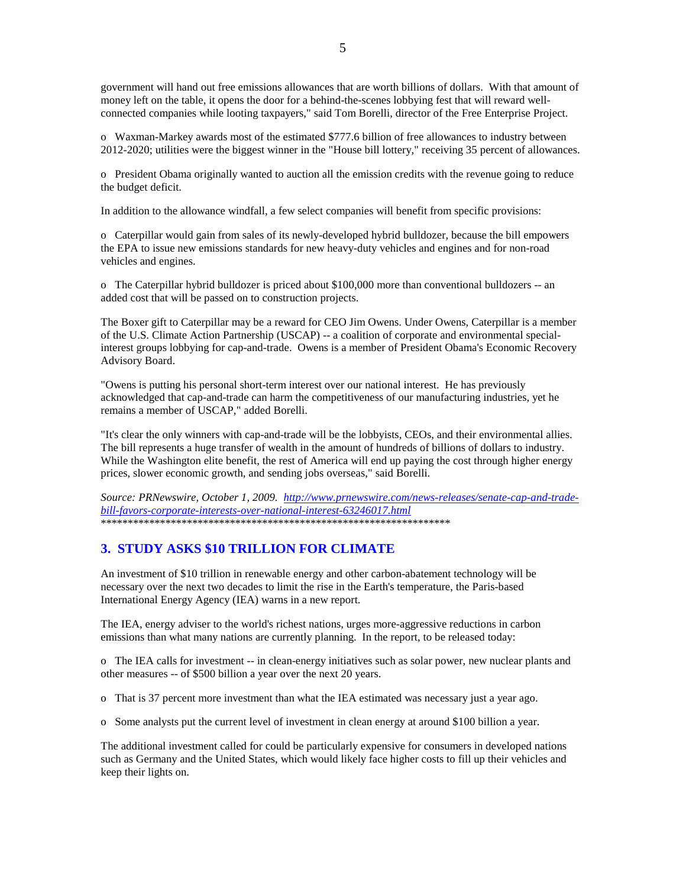government will hand out free emissions allowances that are worth billions of dollars. With that amount of money left on the table, it opens the door for a behind-the-scenes lobbying fest that will reward well-connected companies while looting taxpayers," said Tom Borelli, director of the Free Enterprise Project.

- Waxman-Markey awards most of the estimated $777.6 billion of free allowances to industry between 2012-2020; utilities were the biggest winner in the "House bill lottery," receiving 35 percent of allowances.

- President Obama originally wanted to auction all the emission credits with the revenue going to reduce the budget deficit.

In addition to the allowance windfall, a few select companies will benefit from specific provisions:

- Caterpillar would gain from sales of its newly-developed hybrid bulldozer, because the bill empowers the EPA to issue new emissions standards for new heavy-duty vehicles and engines and for non-road vehicles and engines.

- The Caterpillar hybrid bulldozer is priced about $100,000 more than conventional bulldozers -- an added cost that will be passed on to construction projects.

The Boxer gift to Caterpillar may be a reward for CEO Jim Owens. Under Owens, Caterpillar is a member of the U.S. Climate Action Partnership (USCAP) -- a coalition of corporate and environmental special-interest groups lobbying for cap-and-trade. Owens is a member of President Obama's Economic Recovery Advisory Board.

"Owens is putting his personal short-term interest over our national interest. He has previously acknowledged that cap-and-trade can harm the competitiveness of our manufacturing industries, yet he remains a member of USCAP," added Borelli.

"It's clear the only winners with cap-and-trade will be the lobbyists, CEOs, and their environmental allies. The bill represents a huge transfer of wealth in the amount of hundreds of billions of dollars to industry. While the Washington elite benefit, the rest of America will end up paying the cost through higher energy prices, slower economic growth, and sending jobs overseas," said Borelli.

*Source: PRNewswire, October 1, 2009.* [http://www.prnewswire.com/news-releases/senate-cap-and-trade-bill-favors-corporate-interests-over-national-interest-63246017.html](http://www.prnewswire.com/news-releases/senate-cap-and-trade-bill-favors-corporate-interests-over-national-interest-63246017.html)
*******************************************************************

## 3. STUDY ASKS $10 TRILLION FOR CLIMATE

An investment of $10 trillion in renewable energy and other carbon-abatement technology will be necessary over the next two decades to limit the rise in the Earth's temperature, the Paris-based International Energy Agency (IEA) warns in a new report.

The IEA, energy adviser to the world's richest nations, urges more-aggressive reductions in carbon emissions than what many nations are currently planning. In the report, to be released today:

- The IEA calls for investment -- in clean-energy initiatives such as solar power, new nuclear plants and other measures -- of $500 billion a year over the next 20 years.

- That is 37 percent more investment than what the IEA estimated was necessary just a year ago.

- Some analysts put the current level of investment in clean energy at around $100 billion a year.

The additional investment called for could be particularly expensive for consumers in developed nations such as Germany and the United States, which would likely face higher costs to fill up their vehicles and keep their lights on.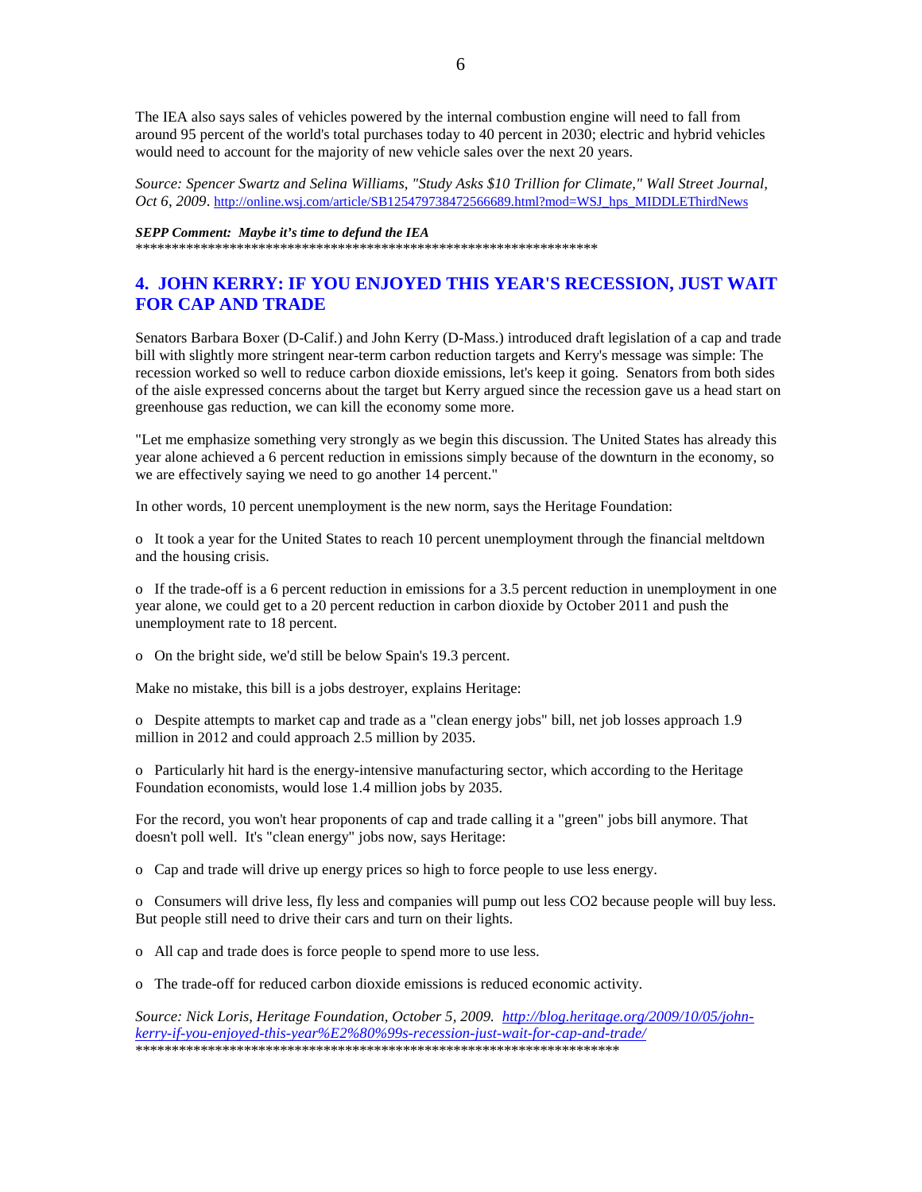The IEA also says sales of vehicles powered by the internal combustion engine will need to fall from around 95 percent of the world's total purchases today to 40 percent in 2030; electric and hybrid vehicles would need to account for the majority of new vehicle sales over the next 20 years.

*Source: Spencer Swartz and Selina Williams, "Study Asks $10 Trillion for Climate," Wall Street Journal, Oct 6, 2009*. http://online.wsj.com/article/SB125479738472566689.html?mod=WSJ_hps_MIDDLEThirdNews

***SEPP Comment: Maybe it's time to defund the IEA***

*****************************************************************

## 4. JOHN KERRY: IF YOU ENJOYED THIS YEAR'S RECESSION, JUST WAIT FOR CAP AND TRADE

Senators Barbara Boxer (D-Calif.) and John Kerry (D-Mass.) introduced draft legislation of a cap and trade bill with slightly more stringent near-term carbon reduction targets and Kerry's message was simple: The recession worked so well to reduce carbon dioxide emissions, let's keep it going. Senators from both sides of the aisle expressed concerns about the target but Kerry argued since the recession gave us a head start on greenhouse gas reduction, we can kill the economy some more.

"Let me emphasize something very strongly as we begin this discussion. The United States has already this year alone achieved a 6 percent reduction in emissions simply because of the downturn in the economy, so we are effectively saying we need to go another 14 percent."

In other words, 10 percent unemployment is the new norm, says the Heritage Foundation:

o It took a year for the United States to reach 10 percent unemployment through the financial meltdown and the housing crisis.

o If the trade-off is a 6 percent reduction in emissions for a 3.5 percent reduction in unemployment in one year alone, we could get to a 20 percent reduction in carbon dioxide by October 2011 and push the unemployment rate to 18 percent.

o On the bright side, we'd still be below Spain's 19.3 percent.

Make no mistake, this bill is a jobs destroyer, explains Heritage:

o Despite attempts to market cap and trade as a "clean energy jobs" bill, net job losses approach 1.9 million in 2012 and could approach 2.5 million by 2035.

o Particularly hit hard is the energy-intensive manufacturing sector, which according to the Heritage Foundation economists, would lose 1.4 million jobs by 2035.

For the record, you won't hear proponents of cap and trade calling it a "green" jobs bill anymore. That doesn't poll well. It's "clean energy" jobs now, says Heritage:

o Cap and trade will drive up energy prices so high to force people to use less energy.

o Consumers will drive less, fly less and companies will pump out less CO2 because people will buy less. But people still need to drive their cars and turn on their lights.

o All cap and trade does is force people to spend more to use less.

o The trade-off for reduced carbon dioxide emissions is reduced economic activity.

*Source: Nick Loris, Heritage Foundation, October 5, 2009. http://blog.heritage.org/2009/10/05/john-kerry-if-you-enjoyed-this-year%E2%80%99s-recession-just-wait-for-cap-and-trade/*

*******************************************************************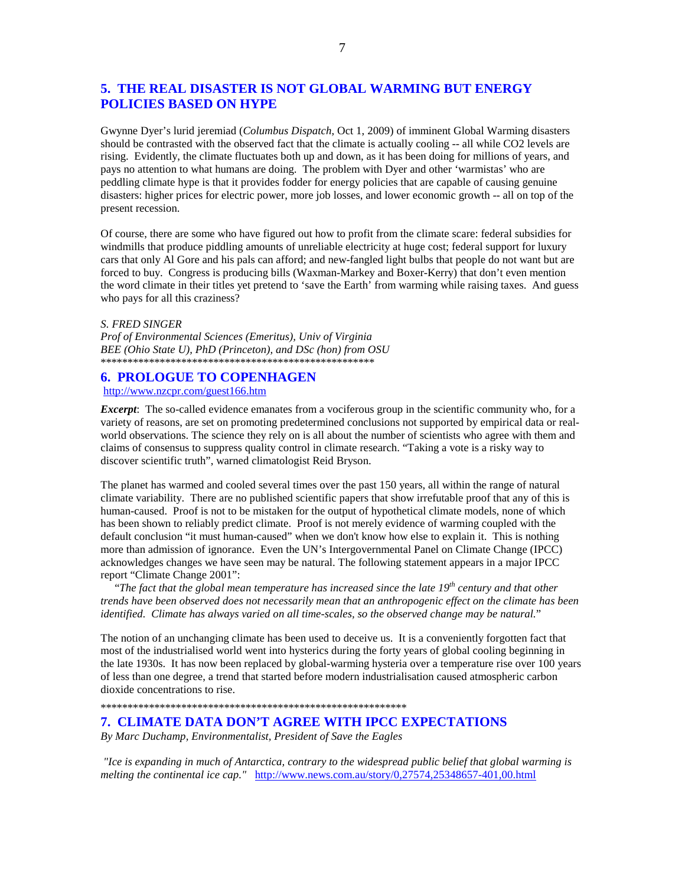## 5. THE REAL DISASTER IS NOT GLOBAL WARMING BUT ENERGY POLICIES BASED ON HYPE

Gwynne Dyer's lurid jeremiad (*Columbus Dispatch*, Oct 1, 2009) of imminent Global Warming disasters should be contrasted with the observed fact that the climate is actually cooling -- all while CO2 levels are rising. Evidently, the climate fluctuates both up and down, as it has been doing for millions of years, and pays no attention to what humans are doing. The problem with Dyer and other 'warmistas' who are peddling climate hype is that it provides fodder for energy policies that are capable of causing genuine disasters: higher prices for electric power, more job losses, and lower economic growth -- all on top of the present recession.

Of course, there are some who have figured out how to profit from the climate scare: federal subsidies for windmills that produce piddling amounts of unreliable electricity at huge cost; federal support for luxury cars that only Al Gore and his pals can afford; and new-fangled light bulbs that people do not want but are forced to buy. Congress is producing bills (Waxman-Markey and Boxer-Kerry) that don't even mention the word climate in their titles yet pretend to 'save the Earth' from warming while raising taxes. And guess who pays for all this craziness?

*S. FRED SINGER*
*Prof of Environmental Sciences (Emeritus), Univ of Virginia*
*BEE (Ohio State U), PhD (Princeton), and DSc (hon) from OSU*
****************************************************

## 6. PROLOGUE TO COPENHAGEN

http://www.nzcpr.com/guest166.htm

***Excerpt***: The so-called evidence emanates from a vociferous group in the scientific community who, for a variety of reasons, are set on promoting predetermined conclusions not supported by empirical data or real-world observations. The science they rely on is all about the number of scientists who agree with them and claims of consensus to suppress quality control in climate research. "Taking a vote is a risky way to discover scientific truth", warned climatologist Reid Bryson.

The planet has warmed and cooled several times over the past 150 years, all within the range of natural climate variability. There are no published scientific papers that show irrefutable proof that any of this is human-caused. Proof is not to be mistaken for the output of hypothetical climate models, none of which has been shown to reliably predict climate. Proof is not merely evidence of warming coupled with the default conclusion "it must human-caused" when we don't know how else to explain it. This is nothing more than admission of ignorance. Even the UN's Intergovernmental Panel on Climate Change (IPCC) acknowledges changes we have seen may be natural. The following statement appears in a major IPCC report "Climate Change 2001":

*"The fact that the global mean temperature has increased since the late 19th century and that other trends have been observed does not necessarily mean that an anthropogenic effect on the climate has been identified. Climate has always varied on all time-scales, so the observed change may be natural.*"

The notion of an unchanging climate has been used to deceive us. It is a conveniently forgotten fact that most of the industrialised world went into hysterics during the forty years of global cooling beginning in the late 1930s. It has now been replaced by global-warming hysteria over a temperature rise over 100 years of less than one degree, a trend that started before modern industrialisation caused atmospheric carbon dioxide concentrations to rise.

**********************************************************

## 7. CLIMATE DATA DON'T AGREE WITH IPCC EXPECTATIONS

*By Marc Duchamp, Environmentalist, President of Save the Eagles*

*"Ice is expanding in much of Antarctica, contrary to the widespread public belief that global warming is melting the continental ice cap."* http://www.news.com.au/story/0,27574,25348657-401,00.html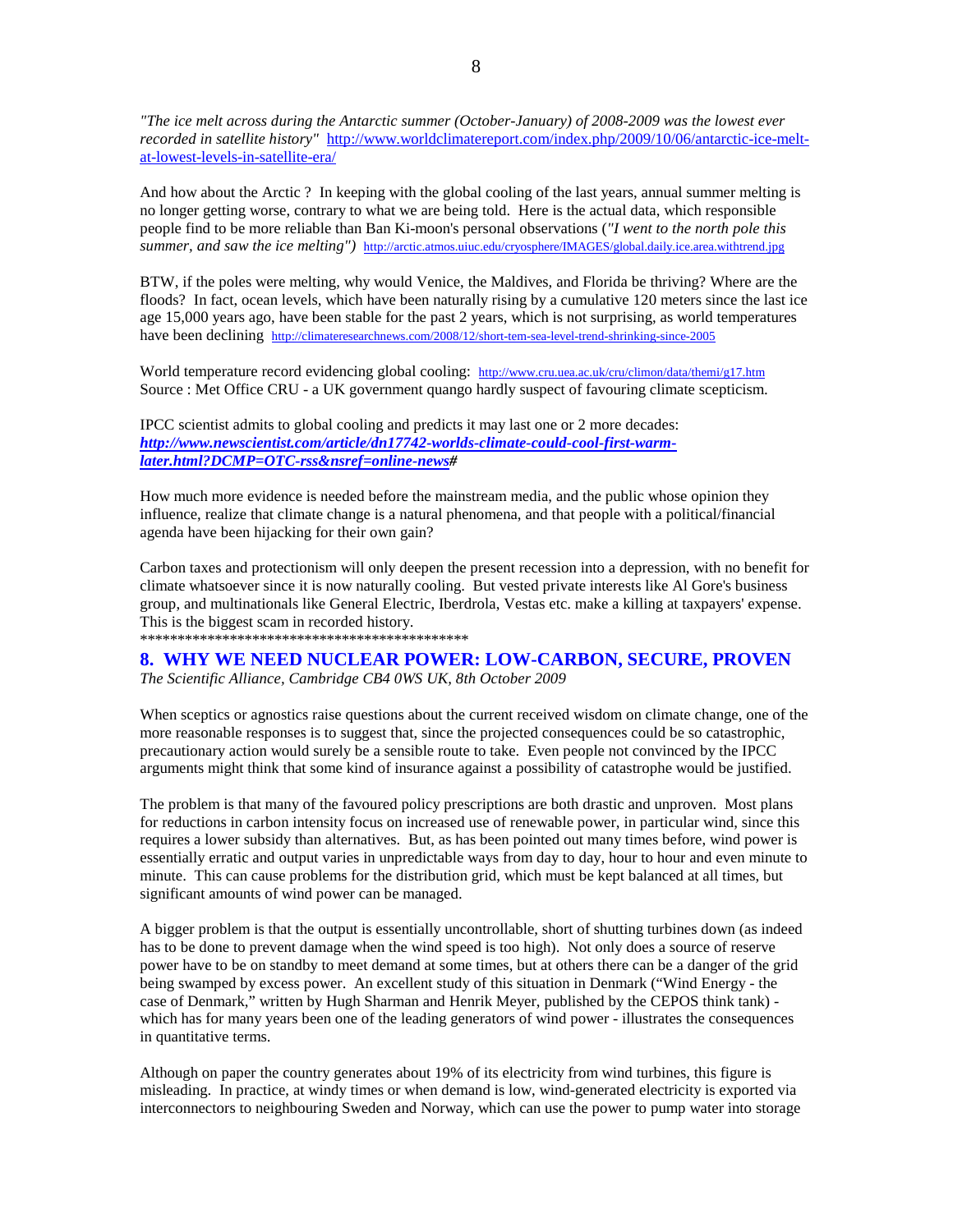*"The ice melt across during the Antarctic summer (October-January) of 2008-2009 was the lowest ever recorded in satellite history"* http://www.worldclimatereport.com/index.php/2009/10/06/antarctic-ice-melt-at-lowest-levels-in-satellite-era/

And how about the Arctic ? In keeping with the global cooling of the last years, annual summer melting is no longer getting worse, contrary to what we are being told. Here is the actual data, which responsible people find to be more reliable than Ban Ki-moon's personal observations (*"I went to the north pole this summer, and saw the ice melting")* http://arctic.atmos.uiuc.edu/cryosphere/IMAGES/global.daily.ice.area.withtrend.jpg

BTW, if the poles were melting, why would Venice, the Maldives, and Florida be thriving? Where are the floods? In fact, ocean levels, which have been naturally rising by a cumulative 120 meters since the last ice age 15,000 years ago, have been stable for the past 2 years, which is not surprising, as world temperatures have been declining http://climateresearchnews.com/2008/12/short-tem-sea-level-trend-shrinking-since-2005

World temperature record evidencing global cooling: http://www.cru.uea.ac.uk/cru/climon/data/themi/g17.htm
Source : Met Office CRU - a UK government quango hardly suspect of favouring climate scepticism.

IPCC scientist admits to global cooling and predicts it may last one or 2 more decades:
***http://www.newscientist.com/article/dn17742-worlds-climate-could-cool-first-warm-later.html?DCMP=OTC-rss&nsref=online-news#***

How much more evidence is needed before the mainstream media, and the public whose opinion they influence, realize that climate change is a natural phenomena, and that people with a political/financial agenda have been hijacking for their own gain?

Carbon taxes and protectionism will only deepen the present recession into a depression, with no benefit for climate whatsoever since it is now naturally cooling. But vested private interests like Al Gore's business group, and multinationals like General Electric, Iberdrola, Vestas etc. make a killing at taxpayers' expense. This is the biggest scam in recorded history.
*********************************************

## 8. WHY WE NEED NUCLEAR POWER: LOW-CARBON, SECURE, PROVEN

*The Scientific Alliance, Cambridge CB4 0WS UK, 8th October 2009*

When sceptics or agnostics raise questions about the current received wisdom on climate change, one of the more reasonable responses is to suggest that, since the projected consequences could be so catastrophic, precautionary action would surely be a sensible route to take. Even people not convinced by the IPCC arguments might think that some kind of insurance against a possibility of catastrophe would be justified.

The problem is that many of the favoured policy prescriptions are both drastic and unproven. Most plans for reductions in carbon intensity focus on increased use of renewable power, in particular wind, since this requires a lower subsidy than alternatives. But, as has been pointed out many times before, wind power is essentially erratic and output varies in unpredictable ways from day to day, hour to hour and even minute to minute. This can cause problems for the distribution grid, which must be kept balanced at all times, but significant amounts of wind power can be managed.

A bigger problem is that the output is essentially uncontrollable, short of shutting turbines down (as indeed has to be done to prevent damage when the wind speed is too high). Not only does a source of reserve power have to be on standby to meet demand at some times, but at others there can be a danger of the grid being swamped by excess power. An excellent study of this situation in Denmark ("Wind Energy - the case of Denmark," written by Hugh Sharman and Henrik Meyer, published by the CEPOS think tank) - which has for many years been one of the leading generators of wind power - illustrates the consequences in quantitative terms.

Although on paper the country generates about 19% of its electricity from wind turbines, this figure is misleading. In practice, at windy times or when demand is low, wind-generated electricity is exported via interconnectors to neighbouring Sweden and Norway, which can use the power to pump water into storage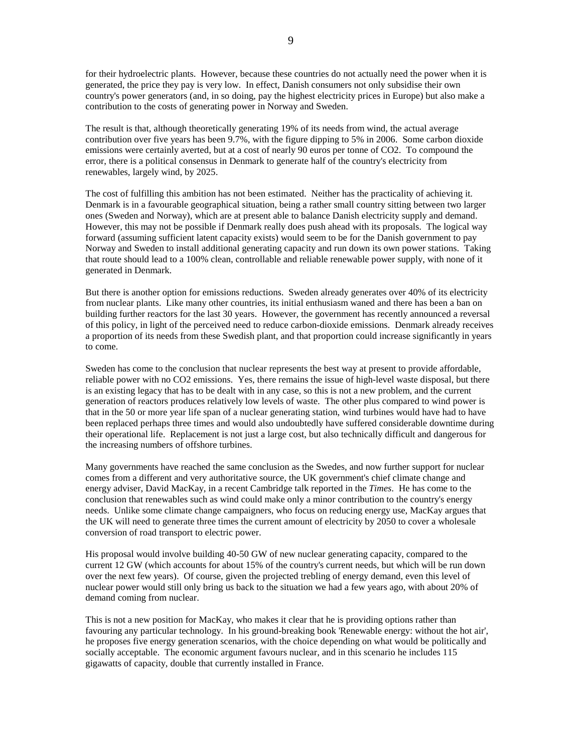for their hydroelectric plants. However, because these countries do not actually need the power when it is generated, the price they pay is very low. In effect, Danish consumers not only subsidise their own country's power generators (and, in so doing, pay the highest electricity prices in Europe) but also make a contribution to the costs of generating power in Norway and Sweden.

The result is that, although theoretically generating 19% of its needs from wind, the actual average contribution over five years has been 9.7%, with the figure dipping to 5% in 2006. Some carbon dioxide emissions were certainly averted, but at a cost of nearly 90 euros per tonne of $CO_2$. To compound the error, there is a political consensus in Denmark to generate half of the country's electricity from renewables, largely wind, by 2025.

The cost of fulfilling this ambition has not been estimated. Neither has the practicality of achieving it. Denmark is in a favourable geographical situation, being a rather small country sitting between two larger ones (Sweden and Norway), which are at present able to balance Danish electricity supply and demand. However, this may not be possible if Denmark really does push ahead with its proposals. The logical way forward (assuming sufficient latent capacity exists) would seem to be for the Danish government to pay Norway and Sweden to install additional generating capacity and run down its own power stations. Taking that route should lead to a 100% clean, controllable and reliable renewable power supply, with none of it generated in Denmark.

But there is another option for emissions reductions. Sweden already generates over 40% of its electricity from nuclear plants. Like many other countries, its initial enthusiasm waned and there has been a ban on building further reactors for the last 30 years. However, the government has recently announced a reversal of this policy, in light of the perceived need to reduce carbon-dioxide emissions. Denmark already receives a proportion of its needs from these Swedish plant, and that proportion could increase significantly in years to come.

Sweden has come to the conclusion that nuclear represents the best way at present to provide affordable, reliable power with no $CO_2$ emissions. Yes, there remains the issue of high-level waste disposal, but there is an existing legacy that has to be dealt with in any case, so this is not a new problem, and the current generation of reactors produces relatively low levels of waste. The other plus compared to wind power is that in the 50 or more year life span of a nuclear generating station, wind turbines would have had to have been replaced perhaps three times and would also undoubtedly have suffered considerable downtime during their operational life. Replacement is not just a large cost, but also technically difficult and dangerous for the increasing numbers of offshore turbines.

Many governments have reached the same conclusion as the Swedes, and now further support for nuclear comes from a different and very authoritative source, the UK government's chief climate change and energy adviser, David MacKay, in a recent Cambridge talk reported in the *Times*. He has come to the conclusion that renewables such as wind could make only a minor contribution to the country's energy needs. Unlike some climate change campaigners, who focus on reducing energy use, MacKay argues that the UK will need to generate three times the current amount of electricity by 2050 to cover a wholesale conversion of road transport to electric power.

His proposal would involve building 40-50 GW of new nuclear generating capacity, compared to the current 12 GW (which accounts for about 15% of the country's current needs, but which will be run down over the next few years). Of course, given the projected trebling of energy demand, even this level of nuclear power would still only bring us back to the situation we had a few years ago, with about 20% of demand coming from nuclear.

This is not a new position for MacKay, who makes it clear that he is providing options rather than favouring any particular technology. In his ground-breaking book 'Renewable energy: without the hot air', he proposes five energy generation scenarios, with the choice depending on what would be politically and socially acceptable. The economic argument favours nuclear, and in this scenario he includes 115 gigawatts of capacity, double that currently installed in France.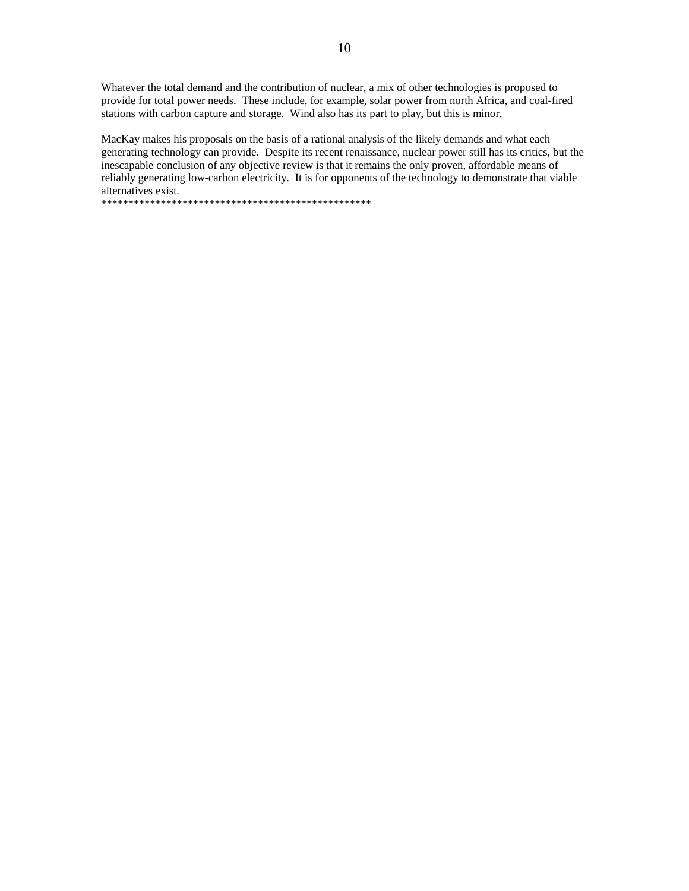Whatever the total demand and the contribution of nuclear, a mix of other technologies is proposed to provide for total power needs. These include, for example, solar power from north Africa, and coal-fired stations with carbon capture and storage. Wind also has its part to play, but this is minor.

MacKay makes his proposals on the basis of a rational analysis of the likely demands and what each generating technology can provide. Despite its recent renaissance, nuclear power still has its critics, but the inescapable conclusion of any objective review is that it remains the only proven, affordable means of reliably generating low-carbon electricity. It is for opponents of the technology to demonstrate that viable alternatives exist.

****************************************************